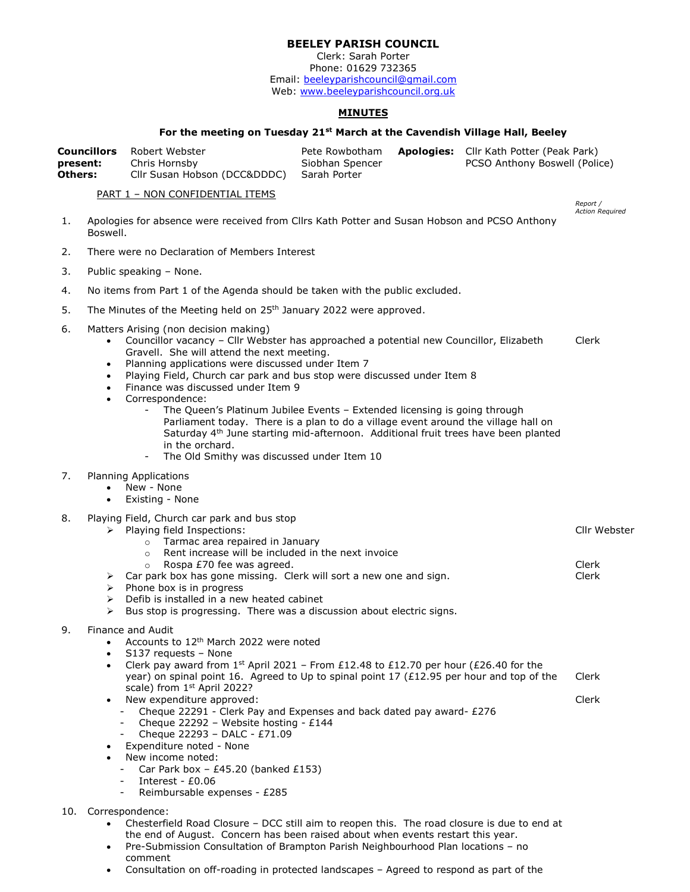# BEELEY PARISH COUNCIL

Clerk: Sarah Porter
Phone: 01629 732365
Email: beeleyparishcouncil@gmail.com
Web: www.beeleyparishcouncil.org.uk

## MINUTES

### For the meeting on Tuesday 21st March at the Cavendish Village Hall, Beeley

| | | | | |
|---|---|---|---|---|
| **Councillors present:** | Robert Webster | Pete Rowbotham | **Apologies:** | Cllr Kath Potter (Peak Park) |
| | Chris Hornsby | Siobhan Spencer | | PCSO Anthony Boswell (Police) |
| **Others:** | Cllr Susan Hobson (DCC&DDDC) | Sarah Porter | | |

PART 1 – NON CONFIDENTIAL ITEMS

*Report / Action Required*

1. Apologies for absence were received from Cllrs Kath Potter and Susan Hobson and PCSO Anthony Boswell.

2. There were no Declaration of Members Interest

3. Public speaking – None.

4. No items from Part 1 of the Agenda should be taken with the public excluded.

5. The Minutes of the Meeting held on 25th January 2022 were approved.

6. Matters Arising (non decision making)
   - Councillor vacancy – Cllr Webster has approached a potential new Councillor, Elizabeth Gravell. She will attend the next meeting. — *Clerk*
   - Planning applications were discussed under Item 7
   - Playing Field, Church car park and bus stop were discussed under Item 8
   - Finance was discussed under Item 9
   - Correspondence:
     - The Queen's Platinum Jubilee Events – Extended licensing is going through Parliament today. There is a plan to do a village event around the village hall on Saturday 4th June starting mid-afternoon. Additional fruit trees have been planted in the orchard.
     - The Old Smithy was discussed under Item 10

7. Planning Applications
   - New - None
   - Existing - None

8. Playing Field, Church car park and bus stop
   - Playing field Inspections: — *Cllr Webster*
     - Tarmac area repaired in January
     - Rent increase will be included in the next invoice
     - Rospa £70 fee was agreed. — *Clerk*
   - Car park box has gone missing. Clerk will sort a new one and sign. — *Clerk*
   - Phone box is in progress
   - Defib is installed in a new heated cabinet
   - Bus stop is progressing. There was a discussion about electric signs.

9. Finance and Audit
   - Accounts to 12th March 2022 were noted
   - S137 requests – None
   - Clerk pay award from 1st April 2021 – From £12.48 to £12.70 per hour (£26.40 for the year) on spinal point 16. Agreed to Up to spinal point 17 (£12.95 per hour and top of the scale) from 1st April 2022? — *Clerk*
   - New expenditure approved: — *Clerk*
     - Cheque 22291 - Clerk Pay and Expenses and back dated pay award- £276
     - Cheque 22292 – Website hosting - £144
     - Cheque 22293 – DALC - £71.09
   - Expenditure noted - None
   - New income noted:
     - Car Park box – £45.20 (banked £153)
     - Interest - £0.06
     - Reimbursable expenses - £285

10. Correspondence:
    - Chesterfield Road Closure – DCC still aim to reopen this. The road closure is due to end at the end of August. Concern has been raised about when events restart this year.
    - Pre-Submission Consultation of Brampton Parish Neighbourhood Plan locations – no comment
    - Consultation on off-roading in protected landscapes – Agreed to respond as part of the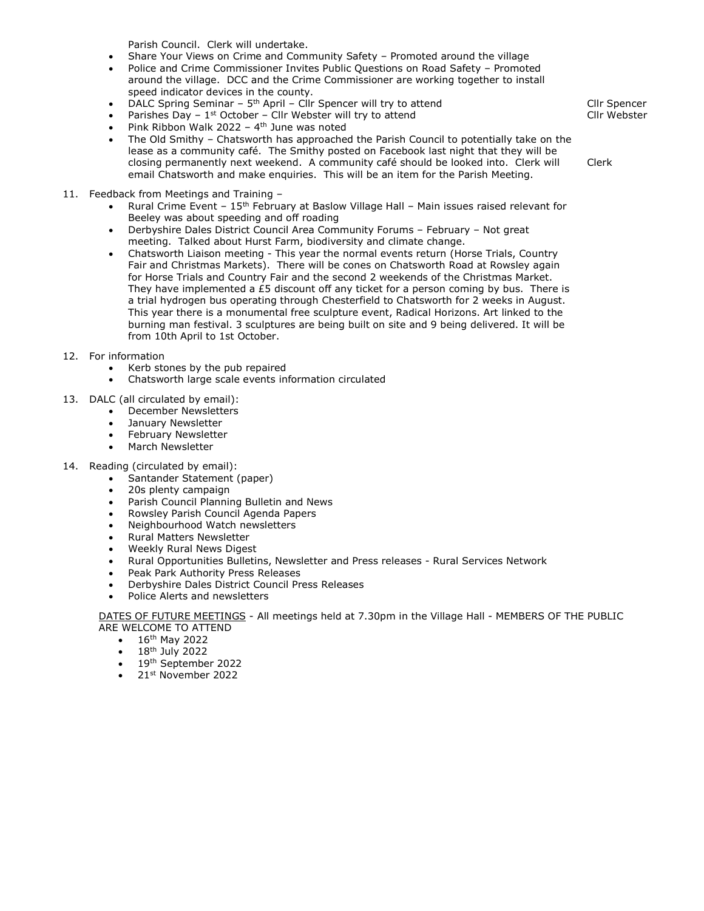Parish Council. Clerk will undertake.

- Share Your Views on Crime and Community Safety – Promoted around the village
- Police and Crime Commissioner Invites Public Questions on Road Safety – Promoted around the village. DCC and the Crime Commissioner are working together to install speed indicator devices in the county.
- DALC Spring Seminar – 5th April – Cllr Spencer will try to attend — Cllr Spencer
- Parishes Day – 1st October – Cllr Webster will try to attend — Cllr Webster
- Pink Ribbon Walk 2022 – 4th June was noted
- The Old Smithy – Chatsworth has approached the Parish Council to potentially take on the lease as a community café. The Smithy posted on Facebook last night that they will be closing permanently next weekend. A community café should be looked into. Clerk will email Chatsworth and make enquiries. This will be an item for the Parish Meeting. — Clerk

11. Feedback from Meetings and Training –
    - Rural Crime Event – 15th February at Baslow Village Hall – Main issues raised relevant for Beeley was about speeding and off roading
    - Derbyshire Dales District Council Area Community Forums – February – Not great meeting. Talked about Hurst Farm, biodiversity and climate change.
    - Chatsworth Liaison meeting - This year the normal events return (Horse Trials, Country Fair and Christmas Markets). There will be cones on Chatsworth Road at Rowsley again for Horse Trials and Country Fair and the second 2 weekends of the Christmas Market. They have implemented a £5 discount off any ticket for a person coming by bus. There is a trial hydrogen bus operating through Chesterfield to Chatsworth for 2 weeks in August. This year there is a monumental free sculpture event, Radical Horizons. Art linked to the burning man festival. 3 sculptures are being built on site and 9 being delivered. It will be from 10th April to 1st October.

12. For information
    - Kerb stones by the pub repaired
    - Chatsworth large scale events information circulated

13. DALC (all circulated by email):
    - December Newsletters
    - January Newsletter
    - February Newsletter
    - March Newsletter

14. Reading (circulated by email):
    - Santander Statement (paper)
    - 20s plenty campaign
    - Parish Council Planning Bulletin and News
    - Rowsley Parish Council Agenda Papers
    - Neighbourhood Watch newsletters
    - Rural Matters Newsletter
    - Weekly Rural News Digest
    - Rural Opportunities Bulletins, Newsletter and Press releases - Rural Services Network
    - Peak Park Authority Press Releases
    - Derbyshire Dales District Council Press Releases
    - Police Alerts and newsletters

DATES OF FUTURE MEETINGS - All meetings held at 7.30pm in the Village Hall - MEMBERS OF THE PUBLIC ARE WELCOME TO ATTEND

- 16th May 2022
- 18th July 2022
- 19th September 2022
- 21st November 2022